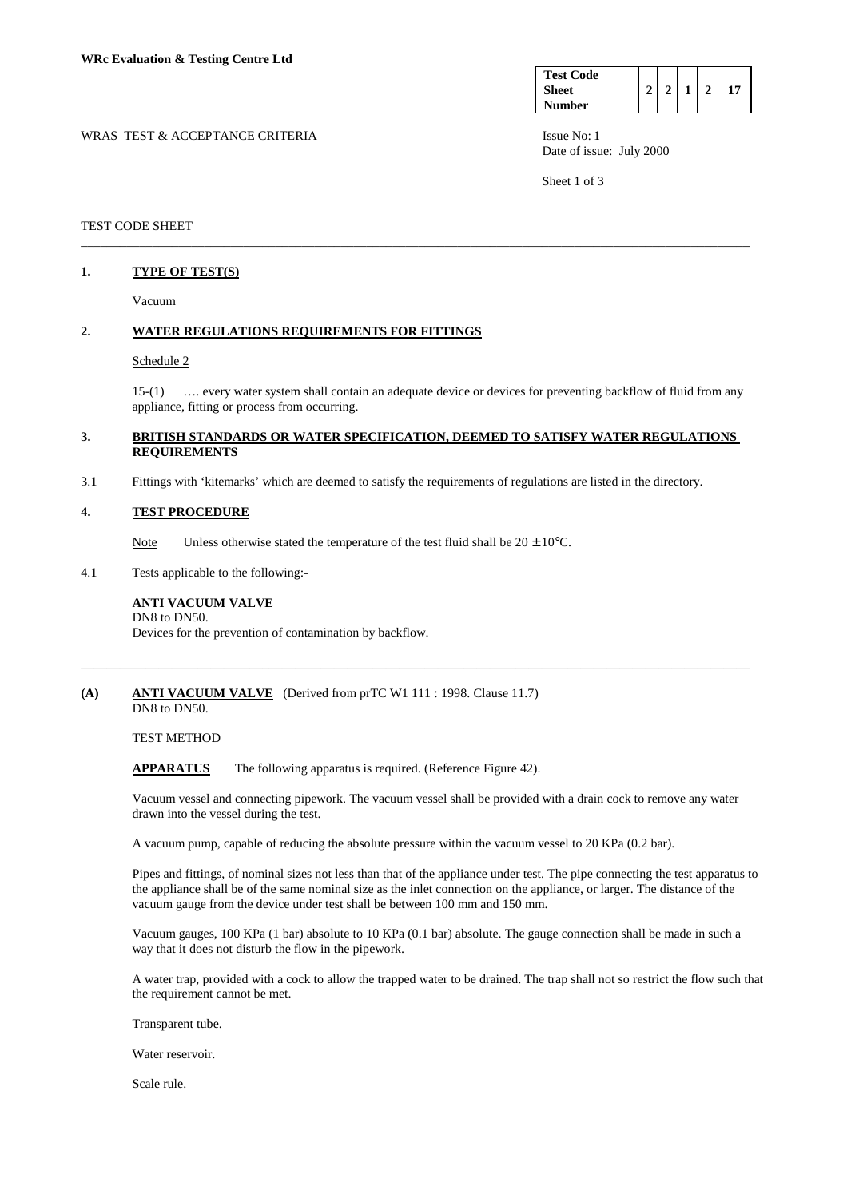**WRc Evaluation & Testing Centre Ltd**

| Test Code Sheet Number | 2 | 2 | 1 | 2 | 17 |
|---|---|---|---|---|---|

WRAS TEST & ACCEPTANCE CRITERIA

Issue No: 1
Date of issue: July 2000

TEST CODE SHEET

---

## 1. TYPE OF TEST(S)

Vacuum

## 2. WATER REGULATIONS REQUIREMENTS FOR FITTINGS

Schedule 2

15-(1) …. every water system shall contain an adequate device or devices for preventing backflow of fluid from any appliance, fitting or process from occurring.

## 3. BRITISH STANDARDS OR WATER SPECIFICATION, DEEMED TO SATISFY WATER REGULATIONS REQUIREMENTS

3.1 Fittings with 'kitemarks' which are deemed to satisfy the requirements of regulations are listed in the directory.

## 4. TEST PROCEDURE

Note Unless otherwise stated the temperature of the test fluid shall be 20 ± 10°C.

4.1 Tests applicable to the following:-

**ANTI VACUUM VALVE**
DN8 to DN50.
Devices for the prevention of contamination by backflow.

---

**(A) ANTI VACUUM VALVE** (Derived from prTC W1 111 : 1998. Clause 11.7)
DN8 to DN50.

TEST METHOD

**APPARATUS** The following apparatus is required. (Reference Figure 42).

Vacuum vessel and connecting pipework. The vacuum vessel shall be provided with a drain cock to remove any water drawn into the vessel during the test.

A vacuum pump, capable of reducing the absolute pressure within the vacuum vessel to 20 KPa (0.2 bar).

Pipes and fittings, of nominal sizes not less than that of the appliance under test. The pipe connecting the test apparatus to the appliance shall be of the same nominal size as the inlet connection on the appliance, or larger. The distance of the vacuum gauge from the device under test shall be between 100 mm and 150 mm.

Vacuum gauges, 100 KPa (1 bar) absolute to 10 KPa (0.1 bar) absolute. The gauge connection shall be made in such a way that it does not disturb the flow in the pipework.

A water trap, provided with a cock to allow the trapped water to be drained. The trap shall not so restrict the flow such that the requirement cannot be met.

Transparent tube.

Water reservoir.

Scale rule.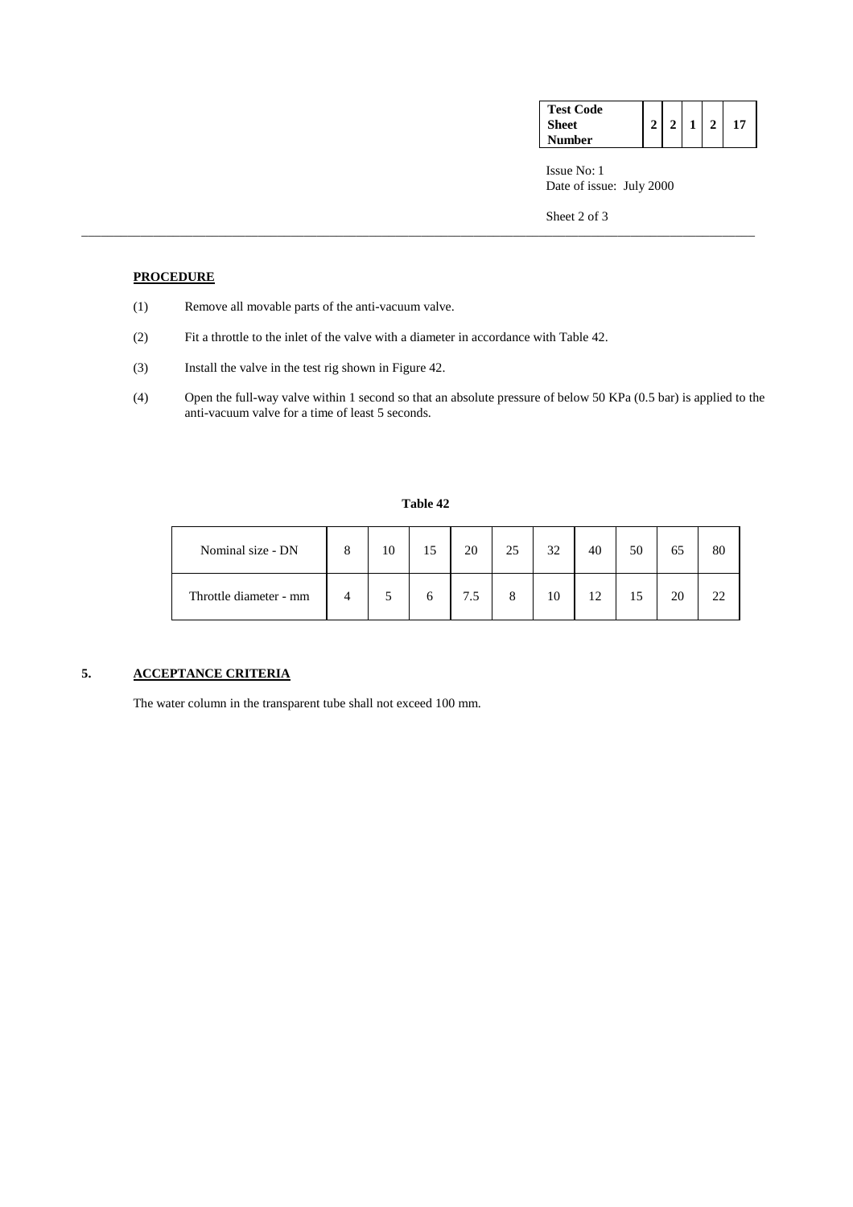**PROCEDURE**

(1) Remove all movable parts of the anti-vacuum valve.

(2) Fit a throttle to the inlet of the valve with a diameter in accordance with Table 42.

(3) Install the valve in the test rig shown in Figure 42.

(4) Open the full-way valve within 1 second so that an absolute pressure of below 50 KPa (0.5 bar) is applied to the anti-vacuum valve for a time of least 5 seconds.

**Table 42**

| Nominal size - DN | 8 | 10 | 15 | 20 | 25 | 32 | 40 | 50 | 65 | 80 |
|---|---|---|---|---|---|---|---|---|---|---|
| Throttle diameter - mm | 4 | 5 | 6 | 7.5 | 8 | 10 | 12 | 15 | 20 | 22 |

## 5. ACCEPTANCE CRITERIA

The water column in the transparent tube shall not exceed 100 mm.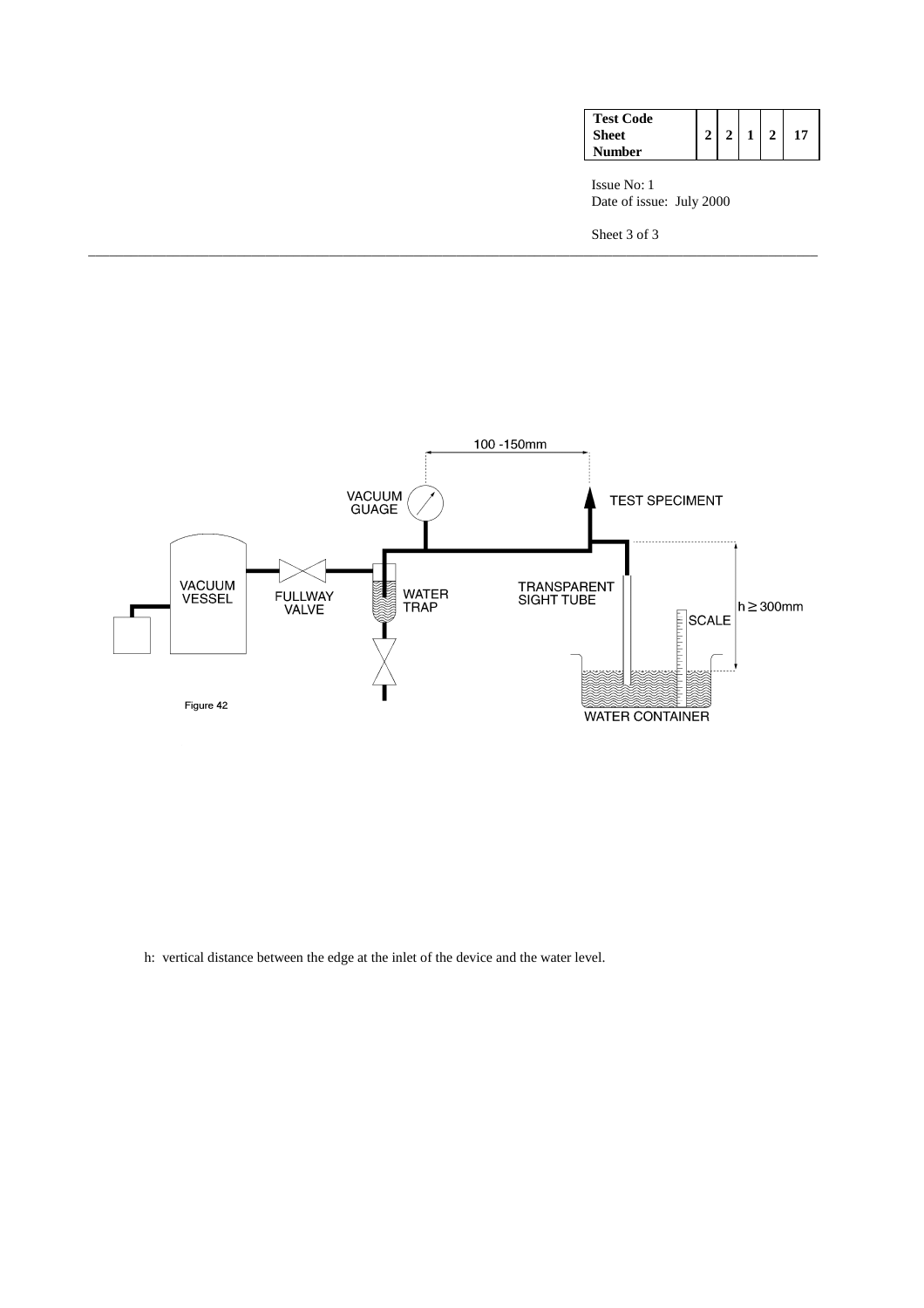| Test Code Sheet Number | 2 | 2 | 1 | 2 | 17 |
| --- | --- | --- | --- | --- | --- |

Issue No: 1
Date of issue: July 2000

100 -150mm

VACUUM GUAGE

TEST SPECIMENT

VACUUM VESSEL

FULLWAY VALVE

WATER TRAP

TRANSPARENT SIGHT TUBE

SCALE

$h \geq 300$mm

WATER CONTAINER

Figure 42

h: vertical distance between the edge at the inlet of the device and the water level.